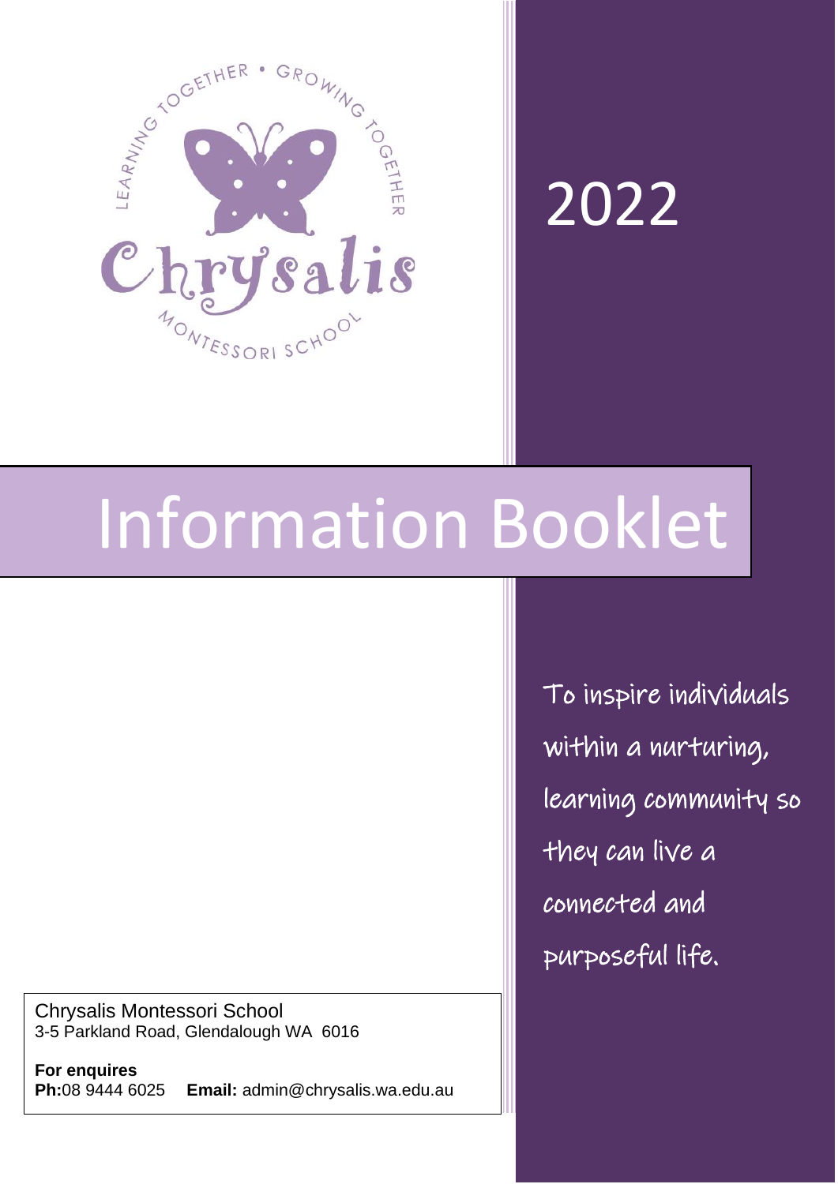LEARNING TOGETHER • GROWING TOGETHER

Chrysalis

MONTESSORI SCHOOL

2022

# Information Booklet

To inspire individuals within a nurturing, learning community so they can live a connected and purposeful life.

Chrysalis Montessori School
3-5 Parkland Road, Glendalough WA 6016

**For enquires**
**Ph:**08 9444 6025 **Email:** admin@chrysalis.wa.edu.au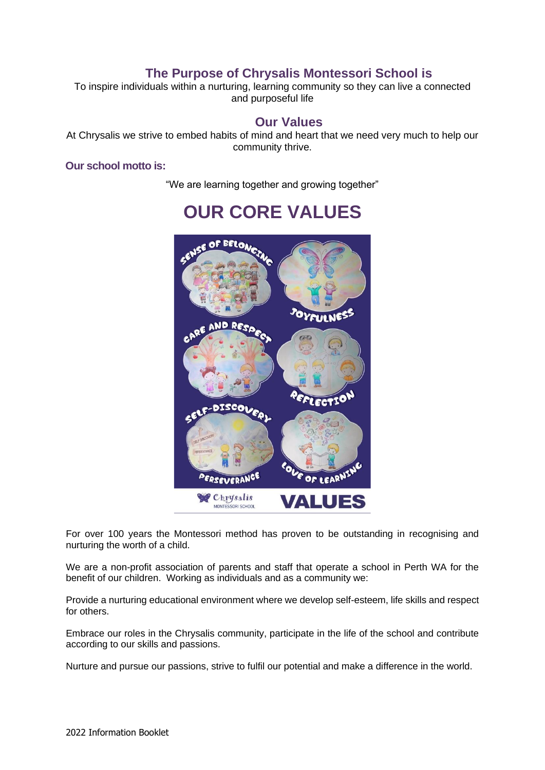## The Purpose of Chrysalis Montessori School is

To inspire individuals within a nurturing, learning community so they can live a connected and purposeful life

## Our Values

At Chrysalis we strive to embed habits of mind and heart that we need very much to help our community thrive.

### Our school motto is:

"We are learning together and growing together"

# OUR CORE VALUES

For over 100 years the Montessori method has proven to be outstanding in recognising and nurturing the worth of a child.

We are a non-profit association of parents and staff that operate a school in Perth WA for the benefit of our children. Working as individuals and as a community we:

Provide a nurturing educational environment where we develop self-esteem, life skills and respect for others.

Embrace our roles in the Chrysalis community, participate in the life of the school and contribute according to our skills and passions.

Nurture and pursue our passions, strive to fulfil our potential and make a difference in the world.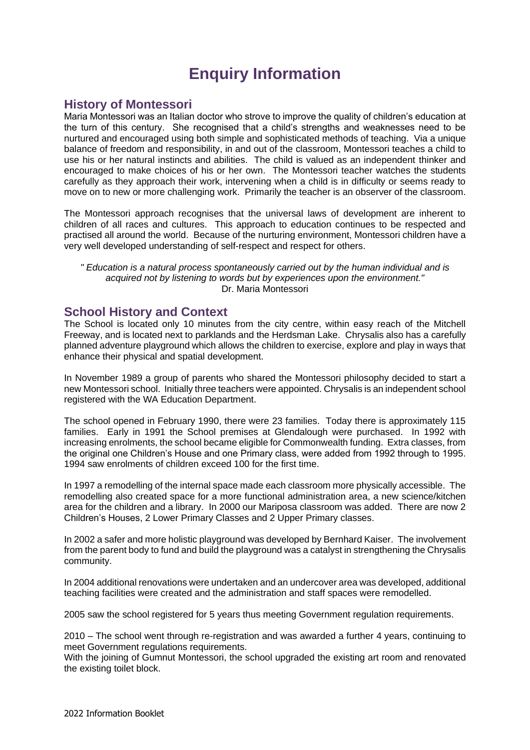# Enquiry Information

## History of Montessori

Maria Montessori was an Italian doctor who strove to improve the quality of children's education at the turn of this century. She recognised that a child's strengths and weaknesses need to be nurtured and encouraged using both simple and sophisticated methods of teaching. Via a unique balance of freedom and responsibility, in and out of the classroom, Montessori teaches a child to use his or her natural instincts and abilities. The child is valued as an independent thinker and encouraged to make choices of his or her own. The Montessori teacher watches the students carefully as they approach their work, intervening when a child is in difficulty or seems ready to move on to new or more challenging work. Primarily the teacher is an observer of the classroom.

The Montessori approach recognises that the universal laws of development are inherent to children of all races and cultures. This approach to education continues to be respected and practised all around the world. Because of the nurturing environment, Montessori children have a very well developed understanding of self-respect and respect for others.

*" Education is a natural process spontaneously carried out by the human individual and is acquired not by listening to words but by experiences upon the environment."*
Dr. Maria Montessori

## School History and Context

The School is located only 10 minutes from the city centre, within easy reach of the Mitchell Freeway, and is located next to parklands and the Herdsman Lake. Chrysalis also has a carefully planned adventure playground which allows the children to exercise, explore and play in ways that enhance their physical and spatial development.

In November 1989 a group of parents who shared the Montessori philosophy decided to start a new Montessori school. Initially three teachers were appointed. Chrysalis is an independent school registered with the WA Education Department.

The school opened in February 1990, there were 23 families. Today there is approximately 115 families. Early in 1991 the School premises at Glendalough were purchased. In 1992 with increasing enrolments, the school became eligible for Commonwealth funding. Extra classes, from the original one Children's House and one Primary class, were added from 1992 through to 1995. 1994 saw enrolments of children exceed 100 for the first time.

In 1997 a remodelling of the internal space made each classroom more physically accessible. The remodelling also created space for a more functional administration area, a new science/kitchen area for the children and a library. In 2000 our Mariposa classroom was added. There are now 2 Children's Houses, 2 Lower Primary Classes and 2 Upper Primary classes.

In 2002 a safer and more holistic playground was developed by Bernhard Kaiser. The involvement from the parent body to fund and build the playground was a catalyst in strengthening the Chrysalis community.

In 2004 additional renovations were undertaken and an undercover area was developed, additional teaching facilities were created and the administration and staff spaces were remodelled.

2005 saw the school registered for 5 years thus meeting Government regulation requirements.

2010 – The school went through re-registration and was awarded a further 4 years, continuing to meet Government regulations requirements.
With the joining of Gumnut Montessori, the school upgraded the existing art room and renovated the existing toilet block.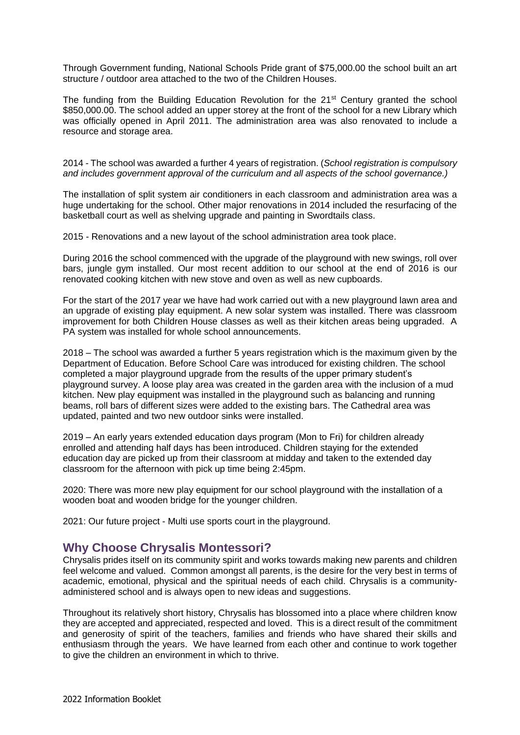Through Government funding, National Schools Pride grant of $75,000.00 the school built an art structure / outdoor area attached to the two of the Children Houses.

The funding from the Building Education Revolution for the 21st Century granted the school $850,000.00. The school added an upper storey at the front of the school for a new Library which was officially opened in April 2011. The administration area was also renovated to include a resource and storage area.

2014 - The school was awarded a further 4 years of registration. (*School registration is compulsory and includes government approval of the curriculum and all aspects of the school governance.)*

The installation of split system air conditioners in each classroom and administration area was a huge undertaking for the school. Other major renovations in 2014 included the resurfacing of the basketball court as well as shelving upgrade and painting in Swordtails class.

2015 - Renovations and a new layout of the school administration area took place.

During 2016 the school commenced with the upgrade of the playground with new swings, roll over bars, jungle gym installed. Our most recent addition to our school at the end of 2016 is our renovated cooking kitchen with new stove and oven as well as new cupboards.

For the start of the 2017 year we have had work carried out with a new playground lawn area and an upgrade of existing play equipment. A new solar system was installed. There was classroom improvement for both Children House classes as well as their kitchen areas being upgraded. A PA system was installed for whole school announcements.

2018 – The school was awarded a further 5 years registration which is the maximum given by the Department of Education. Before School Care was introduced for existing children. The school completed a major playground upgrade from the results of the upper primary student's playground survey. A loose play area was created in the garden area with the inclusion of a mud kitchen. New play equipment was installed in the playground such as balancing and running beams, roll bars of different sizes were added to the existing bars. The Cathedral area was updated, painted and two new outdoor sinks were installed.

2019 – An early years extended education days program (Mon to Fri) for children already enrolled and attending half days has been introduced. Children staying for the extended education day are picked up from their classroom at midday and taken to the extended day classroom for the afternoon with pick up time being 2:45pm.

2020: There was more new play equipment for our school playground with the installation of a wooden boat and wooden bridge for the younger children.

2021: Our future project - Multi use sports court in the playground.

## Why Choose Chrysalis Montessori?

Chrysalis prides itself on its community spirit and works towards making new parents and children feel welcome and valued. Common amongst all parents, is the desire for the very best in terms of academic, emotional, physical and the spiritual needs of each child. Chrysalis is a community-administered school and is always open to new ideas and suggestions.

Throughout its relatively short history, Chrysalis has blossomed into a place where children know they are accepted and appreciated, respected and loved. This is a direct result of the commitment and generosity of spirit of the teachers, families and friends who have shared their skills and enthusiasm through the years. We have learned from each other and continue to work together to give the children an environment in which to thrive.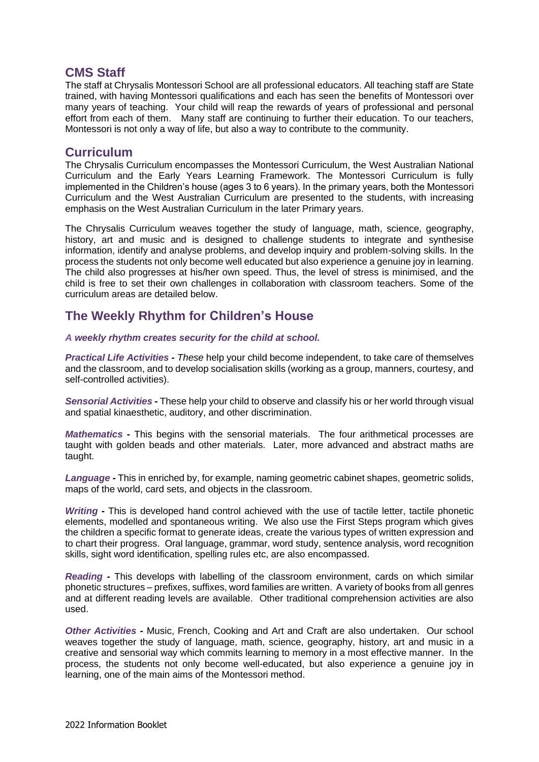## CMS Staff

The staff at Chrysalis Montessori School are all professional educators. All teaching staff are State trained, with having Montessori qualifications and each has seen the benefits of Montessori over many years of teaching. Your child will reap the rewards of years of professional and personal effort from each of them. Many staff are continuing to further their education. To our teachers, Montessori is not only a way of life, but also a way to contribute to the community.

## Curriculum

The Chrysalis Curriculum encompasses the Montessori Curriculum, the West Australian National Curriculum and the Early Years Learning Framework. The Montessori Curriculum is fully implemented in the Children's house (ages 3 to 6 years). In the primary years, both the Montessori Curriculum and the West Australian Curriculum are presented to the students, with increasing emphasis on the West Australian Curriculum in the later Primary years.

The Chrysalis Curriculum weaves together the study of language, math, science, geography, history, art and music and is designed to challenge students to integrate and synthesise information, identify and analyse problems, and develop inquiry and problem-solving skills. In the process the students not only become well educated but also experience a genuine joy in learning. The child also progresses at his/her own speed. Thus, the level of stress is minimised, and the child is free to set their own challenges in collaboration with classroom teachers. Some of the curriculum areas are detailed below.

## The Weekly Rhythm for Children's House

***A weekly rhythm creates security for the child at school.***

***Practical Life Activities -*** *These* help your child become independent, to take care of themselves and the classroom, and to develop socialisation skills (working as a group, manners, courtesy, and self-controlled activities).

***Sensorial Activities -*** These help your child to observe and classify his or her world through visual and spatial kinaesthetic, auditory, and other discrimination.

***Mathematics -*** This begins with the sensorial materials. The four arithmetical processes are taught with golden beads and other materials. Later, more advanced and abstract maths are taught.

***Language -*** This in enriched by, for example, naming geometric cabinet shapes, geometric solids, maps of the world, card sets, and objects in the classroom.

***Writing -*** This is developed hand control achieved with the use of tactile letter, tactile phonetic elements, modelled and spontaneous writing. We also use the First Steps program which gives the children a specific format to generate ideas, create the various types of written expression and to chart their progress. Oral language, grammar, word study, sentence analysis, word recognition skills, sight word identification, spelling rules etc, are also encompassed.

***Reading -*** This develops with labelling of the classroom environment, cards on which similar phonetic structures – prefixes, suffixes, word families are written. A variety of books from all genres and at different reading levels are available. Other traditional comprehension activities are also used.

***Other Activities -*** Music, French, Cooking and Art and Craft are also undertaken. Our school weaves together the study of language, math, science, geography, history, art and music in a creative and sensorial way which commits learning to memory in a most effective manner. In the process, the students not only become well-educated, but also experience a genuine joy in learning, one of the main aims of the Montessori method.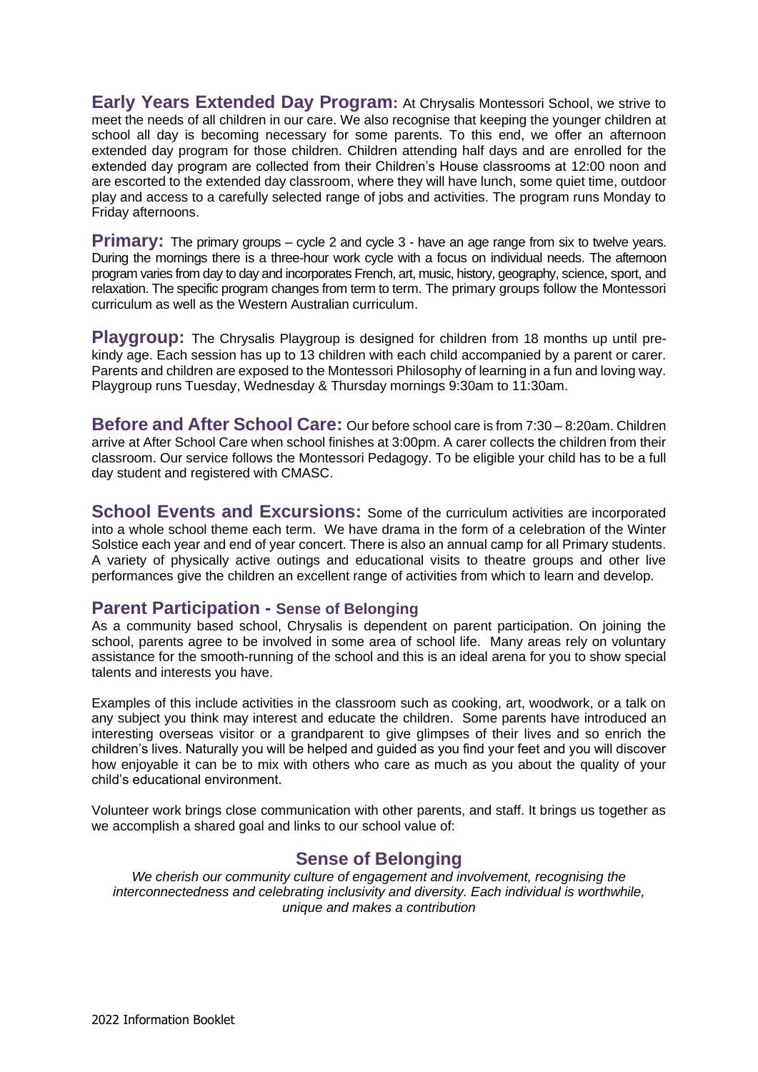**Early Years Extended Day Program:** At Chrysalis Montessori School, we strive to meet the needs of all children in our care. We also recognise that keeping the younger children at school all day is becoming necessary for some parents. To this end, we offer an afternoon extended day program for those children. Children attending half days and are enrolled for the extended day program are collected from their Children's House classrooms at 12:00 noon and are escorted to the extended day classroom, where they will have lunch, some quiet time, outdoor play and access to a carefully selected range of jobs and activities. The program runs Monday to Friday afternoons.

**Primary:** The primary groups – cycle 2 and cycle 3 - have an age range from six to twelve years. During the mornings there is a three-hour work cycle with a focus on individual needs. The afternoon program varies from day to day and incorporates French, art, music, history, geography, science, sport, and relaxation. The specific program changes from term to term. The primary groups follow the Montessori curriculum as well as the Western Australian curriculum.

**Playgroup:** The Chrysalis Playgroup is designed for children from 18 months up until pre-kindy age. Each session has up to 13 children with each child accompanied by a parent or carer. Parents and children are exposed to the Montessori Philosophy of learning in a fun and loving way. Playgroup runs Tuesday, Wednesday & Thursday mornings 9:30am to 11:30am.

**Before and After School Care:** Our before school care is from 7:30 – 8:20am. Children arrive at After School Care when school finishes at 3:00pm. A carer collects the children from their classroom. Our service follows the Montessori Pedagogy. To be eligible your child has to be a full day student and registered with CMASC.

**School Events and Excursions:** Some of the curriculum activities are incorporated into a whole school theme each term. We have drama in the form of a celebration of the Winter Solstice each year and end of year concert. There is also an annual camp for all Primary students. A variety of physically active outings and educational visits to theatre groups and other live performances give the children an excellent range of activities from which to learn and develop.

## Parent Participation - Sense of Belonging

As a community based school, Chrysalis is dependent on parent participation. On joining the school, parents agree to be involved in some area of school life. Many areas rely on voluntary assistance for the smooth-running of the school and this is an ideal arena for you to show special talents and interests you have.

Examples of this include activities in the classroom such as cooking, art, woodwork, or a talk on any subject you think may interest and educate the children. Some parents have introduced an interesting overseas visitor or a grandparent to give glimpses of their lives and so enrich the children's lives. Naturally you will be helped and guided as you find your feet and you will discover how enjoyable it can be to mix with others who care as much as you about the quality of your child's educational environment.

Volunteer work brings close communication with other parents, and staff. It brings us together as we accomplish a shared goal and links to our school value of:

## Sense of Belonging

*We cherish our community culture of engagement and involvement, recognising the interconnectedness and celebrating inclusivity and diversity. Each individual is worthwhile, unique and makes a contribution*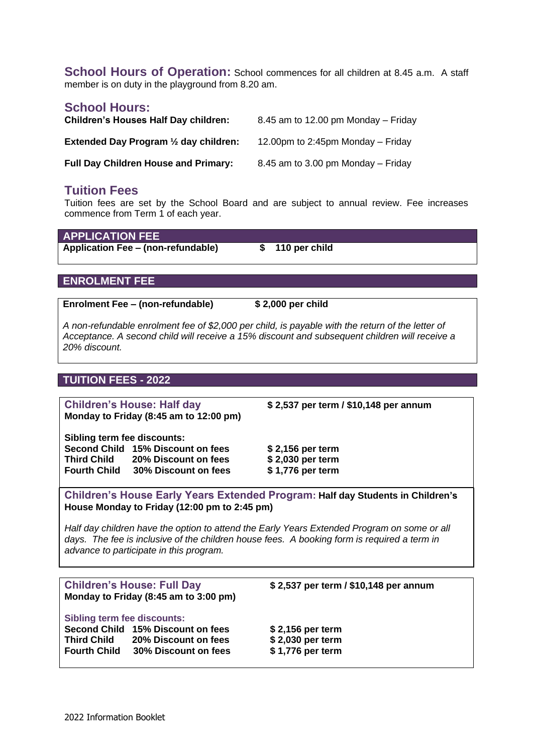## School Hours of Operation:

School commences for all children at 8.45 a.m. A staff member is on duty in the playground from 8.20 am.

## School Hours:

| | |
|---|---|
| **Children's Houses Half Day children:** | 8.45 am to 12.00 pm Monday – Friday |
| **Extended Day Program ½ day children:** | 12.00pm to 2:45pm Monday – Friday |
| **Full Day Children House and Primary:** | 8.45 am to 3.00 pm Monday – Friday |

## Tuition Fees

Tuition fees are set by the School Board and are subject to annual review. Fee increases commence from Term 1 of each year.

### APPLICATION FEE

| | |
|---|---|
| **Application Fee – (non-refundable)** | **$ 110 per child** |

### ENROLMENT FEE

| | |
|---|---|
| **Enrolment Fee – (non-refundable)** | **$ 2,000 per child** |

*A non-refundable enrolment fee of $2,000 per child, is payable with the return of the letter of Acceptance. A second child will receive a 15% discount and subsequent children will receive a 20% discount.*

### TUITION FEES - 2022

**Children's House: Half day**
**Monday to Friday (8:45 am to 12:00 pm)**

**$ 2,537 per term / $10,148 per annum**

**Sibling term fee discounts:**

| | | |
|---|---|---|
| **Second Child** | **15% Discount on fees** | **$ 2,156 per term** |
| **Third Child** | **20% Discount on fees** | **$ 2,030 per term** |
| **Fourth Child** | **30% Discount on fees** | **$ 1,776 per term** |

**Children's House Early Years Extended Program: Half day Students in Children's House Monday to Friday (12:00 pm to 2:45 pm)**

*Half day children have the option to attend the Early Years Extended Program on some or all days. The fee is inclusive of the children house fees. A booking form is required a term in advance to participate in this program.*

**Children's House: Full Day**
**Monday to Friday (8:45 am to 3:00 pm)**

**$ 2,537 per term / $10,148 per annum**

**Sibling term fee discounts:**

| | | |
|---|---|---|
| **Second Child** | **15% Discount on fees** | **$ 2,156 per term** |
| **Third Child** | **20% Discount on fees** | **$ 2,030 per term** |
| **Fourth Child** | **30% Discount on fees** | **$ 1,776 per term** |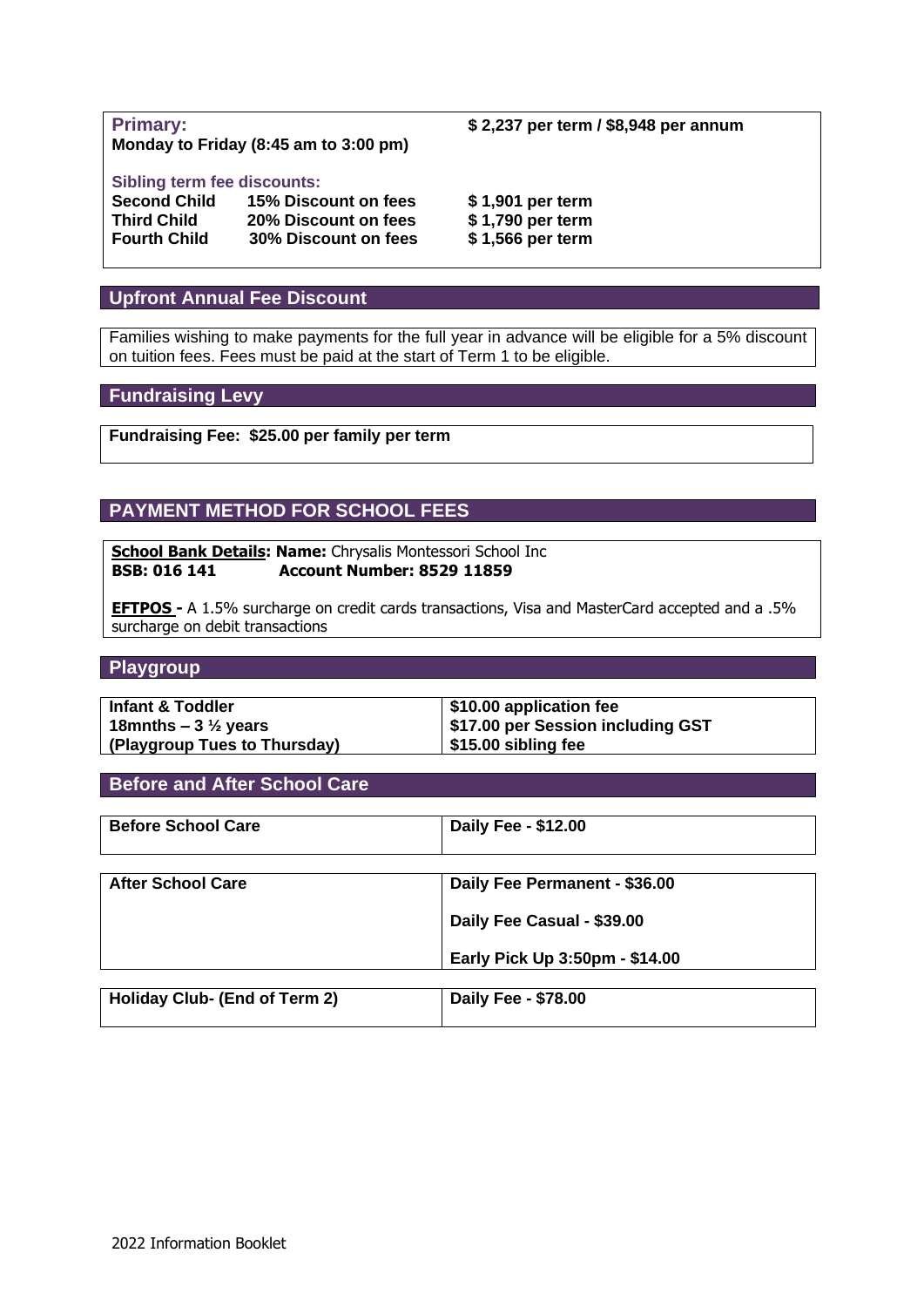| **Primary:** | | |
|---|---|---|
| **Monday to Friday (8:45 am to 3:00 pm)** | | **$ 2,237 per term / $8,948 per annum** |
| **Sibling term fee discounts:** | | |
| **Second Child** | **15% Discount on fees** | **$ 1,901 per term** |
| **Third Child** | **20% Discount on fees** | **$ 1,790 per term** |
| **Fourth Child** | **30% Discount on fees** | **$ 1,566 per term** |

## Upfront Annual Fee Discount

Families wishing to make payments for the full year in advance will be eligible for a 5% discount on tuition fees. Fees must be paid at the start of Term 1 to be eligible.

## Fundraising Levy

**Fundraising Fee: $25.00 per family per term**

## PAYMENT METHOD FOR SCHOOL FEES

**School Bank Details: Name:** Chrysalis Montessori School Inc
**BSB: 016 141** **Account Number: 8529 11859**

**EFTPOS -** A 1.5% surcharge on credit cards transactions, Visa and MasterCard accepted and a .5% surcharge on debit transactions

## Playgroup

| **Infant & Toddler 18mnths – 3 ½ years (Playgroup Tues to Thursday)** | **$10.00 application fee $17.00 per Session including GST $15.00 sibling fee** |
|---|---|

## Before and After School Care

| **Before School Care** | **Daily Fee - $12.00** |
|---|---|
| **After School Care** | **Daily Fee Permanent - $36.00** |
| | **Daily Fee Casual - $39.00** |
| | **Early Pick Up 3:50pm - $14.00** |
| **Holiday Club- (End of Term 2)** | **Daily Fee - $78.00** |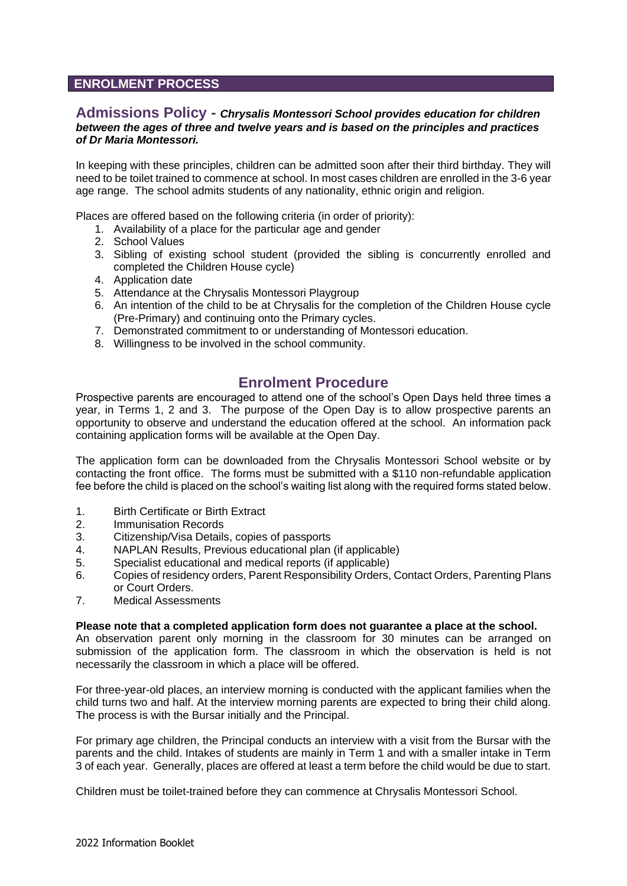## ENROLMENT PROCESS

### Admissions Policy - *Chrysalis Montessori School provides education for children between the ages of three and twelve years and is based on the principles and practices of Dr Maria Montessori.*

In keeping with these principles, children can be admitted soon after their third birthday. They will need to be toilet trained to commence at school. In most cases children are enrolled in the 3-6 year age range. The school admits students of any nationality, ethnic origin and religion.

Places are offered based on the following criteria (in order of priority):

1. Availability of a place for the particular age and gender
2. School Values
3. Sibling of existing school student (provided the sibling is concurrently enrolled and completed the Children House cycle)
4. Application date
5. Attendance at the Chrysalis Montessori Playgroup
6. An intention of the child to be at Chrysalis for the completion of the Children House cycle (Pre-Primary) and continuing onto the Primary cycles.
7. Demonstrated commitment to or understanding of Montessori education.
8. Willingness to be involved in the school community.

## Enrolment Procedure

Prospective parents are encouraged to attend one of the school's Open Days held three times a year, in Terms 1, 2 and 3. The purpose of the Open Day is to allow prospective parents an opportunity to observe and understand the education offered at the school. An information pack containing application forms will be available at the Open Day.

The application form can be downloaded from the Chrysalis Montessori School website or by contacting the front office. The forms must be submitted with a $110 non-refundable application fee before the child is placed on the school's waiting list along with the required forms stated below.

1. Birth Certificate or Birth Extract
2. Immunisation Records
3. Citizenship/Visa Details, copies of passports
4. NAPLAN Results, Previous educational plan (if applicable)
5. Specialist educational and medical reports (if applicable)
6. Copies of residency orders, Parent Responsibility Orders, Contact Orders, Parenting Plans or Court Orders.
7. Medical Assessments

**Please note that a completed application form does not guarantee a place at the school.**
An observation parent only morning in the classroom for 30 minutes can be arranged on submission of the application form. The classroom in which the observation is held is not necessarily the classroom in which a place will be offered.

For three-year-old places, an interview morning is conducted with the applicant families when the child turns two and half. At the interview morning parents are expected to bring their child along. The process is with the Bursar initially and the Principal.

For primary age children, the Principal conducts an interview with a visit from the Bursar with the parents and the child. Intakes of students are mainly in Term 1 and with a smaller intake in Term 3 of each year. Generally, places are offered at least a term before the child would be due to start.

Children must be toilet-trained before they can commence at Chrysalis Montessori School.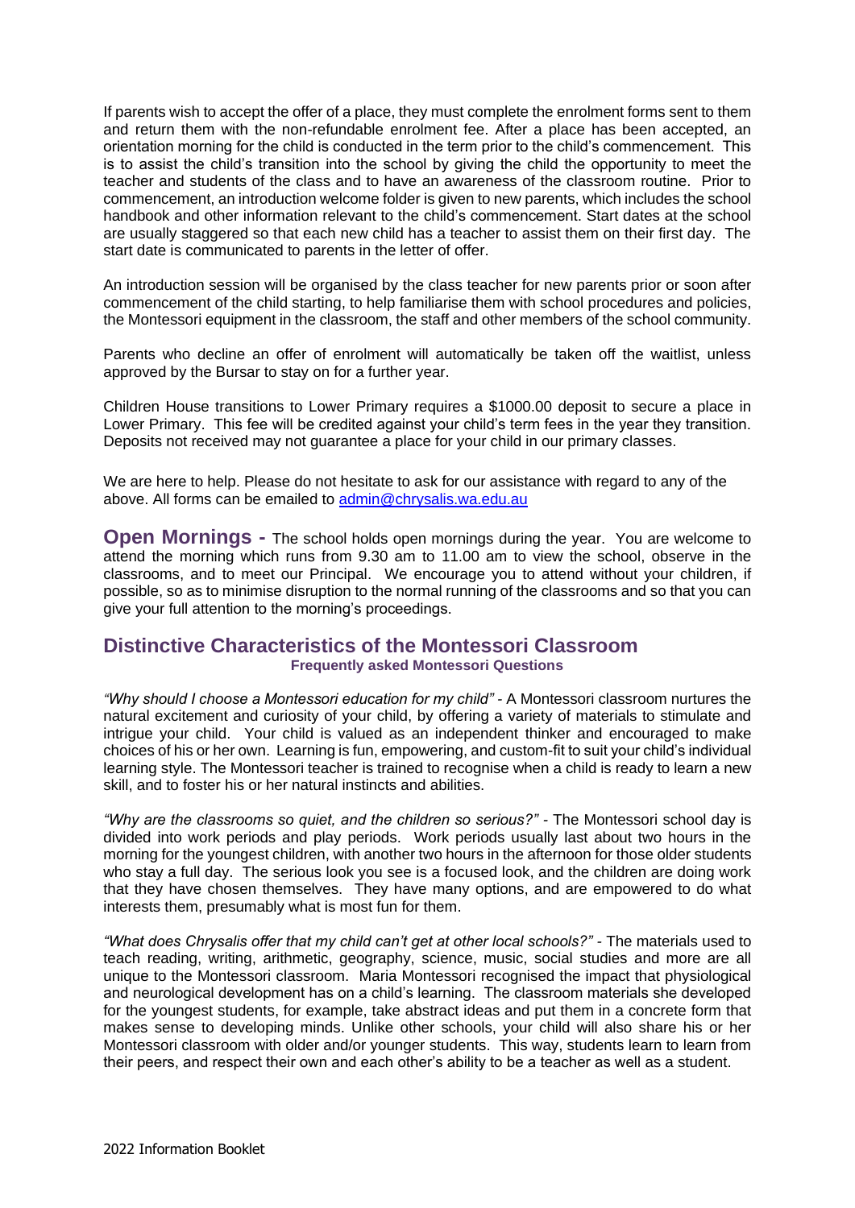If parents wish to accept the offer of a place, they must complete the enrolment forms sent to them and return them with the non-refundable enrolment fee. After a place has been accepted, an orientation morning for the child is conducted in the term prior to the child's commencement. This is to assist the child's transition into the school by giving the child the opportunity to meet the teacher and students of the class and to have an awareness of the classroom routine. Prior to commencement, an introduction welcome folder is given to new parents, which includes the school handbook and other information relevant to the child's commencement. Start dates at the school are usually staggered so that each new child has a teacher to assist them on their first day. The start date is communicated to parents in the letter of offer.

An introduction session will be organised by the class teacher for new parents prior or soon after commencement of the child starting, to help familiarise them with school procedures and policies, the Montessori equipment in the classroom, the staff and other members of the school community.

Parents who decline an offer of enrolment will automatically be taken off the waitlist, unless approved by the Bursar to stay on for a further year.

Children House transitions to Lower Primary requires a $1000.00 deposit to secure a place in Lower Primary. This fee will be credited against your child's term fees in the year they transition. Deposits not received may not guarantee a place for your child in our primary classes.

We are here to help. Please do not hesitate to ask for our assistance with regard to any of the above. All forms can be emailed to [admin@chrysalis.wa.edu.au](mailto:admin@chrysalis.wa.edu.au)

**Open Mornings -** The school holds open mornings during the year. You are welcome to attend the morning which runs from 9.30 am to 11.00 am to view the school, observe in the classrooms, and to meet our Principal. We encourage you to attend without your children, if possible, so as to minimise disruption to the normal running of the classrooms and so that you can give your full attention to the morning's proceedings.

## Distinctive Characteristics of the Montessori Classroom

**Frequently asked Montessori Questions**

*"Why should I choose a Montessori education for my child"* - A Montessori classroom nurtures the natural excitement and curiosity of your child, by offering a variety of materials to stimulate and intrigue your child. Your child is valued as an independent thinker and encouraged to make choices of his or her own. Learning is fun, empowering, and custom-fit to suit your child's individual learning style. The Montessori teacher is trained to recognise when a child is ready to learn a new skill, and to foster his or her natural instincts and abilities.

*"Why are the classrooms so quiet, and the children so serious?"* - The Montessori school day is divided into work periods and play periods. Work periods usually last about two hours in the morning for the youngest children, with another two hours in the afternoon for those older students who stay a full day. The serious look you see is a focused look, and the children are doing work that they have chosen themselves. They have many options, and are empowered to do what interests them, presumably what is most fun for them.

*"What does Chrysalis offer that my child can't get at other local schools?"* - The materials used to teach reading, writing, arithmetic, geography, science, music, social studies and more are all unique to the Montessori classroom. Maria Montessori recognised the impact that physiological and neurological development has on a child's learning. The classroom materials she developed for the youngest students, for example, take abstract ideas and put them in a concrete form that makes sense to developing minds. Unlike other schools, your child will also share his or her Montessori classroom with older and/or younger students. This way, students learn to learn from their peers, and respect their own and each other's ability to be a teacher as well as a student.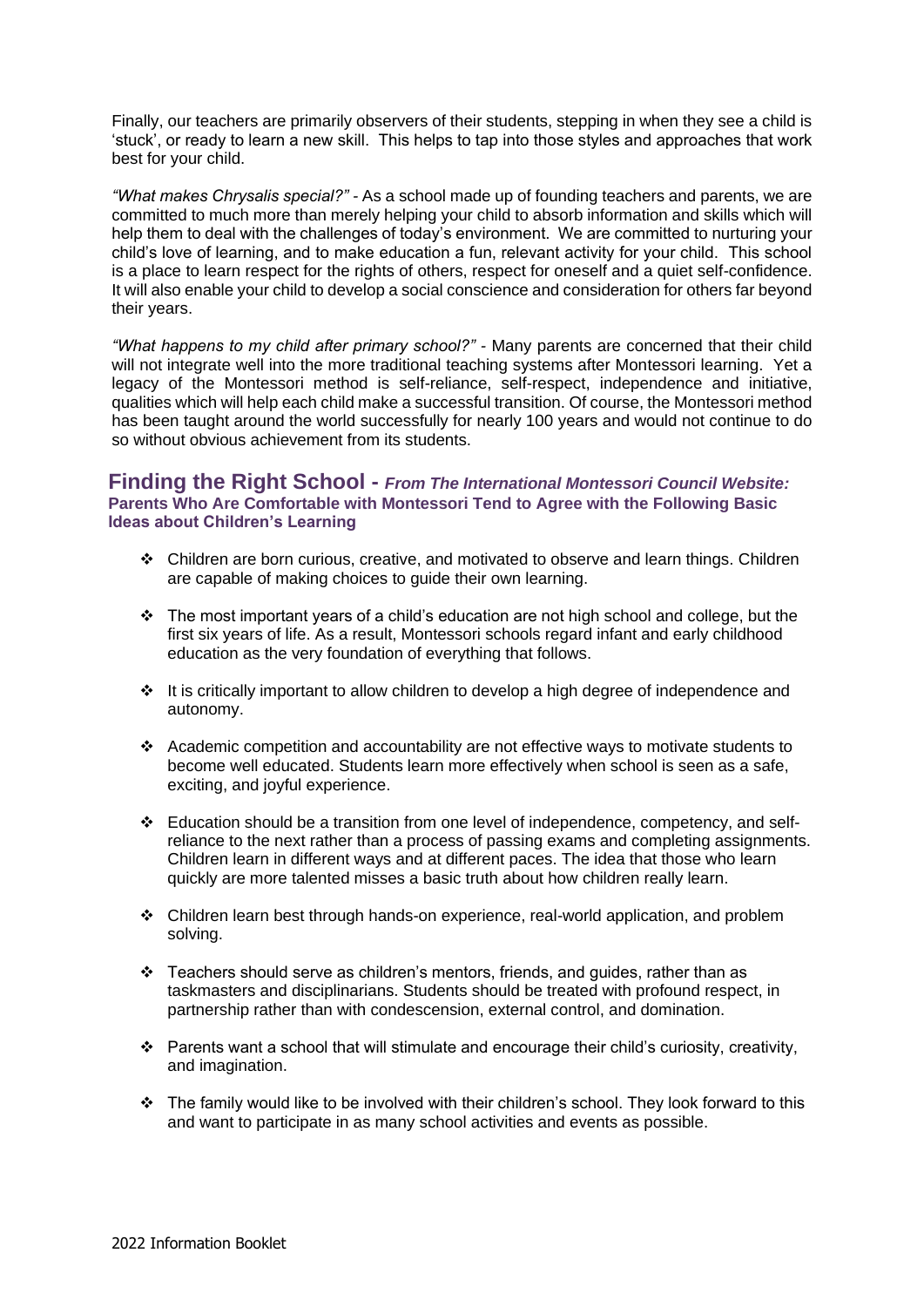Finally, our teachers are primarily observers of their students, stepping in when they see a child is 'stuck', or ready to learn a new skill. This helps to tap into those styles and approaches that work best for your child.

*"What makes Chrysalis special?"* - As a school made up of founding teachers and parents, we are committed to much more than merely helping your child to absorb information and skills which will help them to deal with the challenges of today's environment. We are committed to nurturing your child's love of learning, and to make education a fun, relevant activity for your child. This school is a place to learn respect for the rights of others, respect for oneself and a quiet self-confidence. It will also enable your child to develop a social conscience and consideration for others far beyond their years.

*"What happens to my child after primary school?"* - Many parents are concerned that their child will not integrate well into the more traditional teaching systems after Montessori learning. Yet a legacy of the Montessori method is self-reliance, self-respect, independence and initiative, qualities which will help each child make a successful transition. Of course, the Montessori method has been taught around the world successfully for nearly 100 years and would not continue to do so without obvious achievement from its students.

## Finding the Right School - *From The International Montessori Council Website:* Parents Who Are Comfortable with Montessori Tend to Agree with the Following Basic Ideas about Children's Learning

- Children are born curious, creative, and motivated to observe and learn things. Children are capable of making choices to guide their own learning.
- The most important years of a child's education are not high school and college, but the first six years of life. As a result, Montessori schools regard infant and early childhood education as the very foundation of everything that follows.
- It is critically important to allow children to develop a high degree of independence and autonomy.
- Academic competition and accountability are not effective ways to motivate students to become well educated. Students learn more effectively when school is seen as a safe, exciting, and joyful experience.
- Education should be a transition from one level of independence, competency, and self-reliance to the next rather than a process of passing exams and completing assignments. Children learn in different ways and at different paces. The idea that those who learn quickly are more talented misses a basic truth about how children really learn.
- Children learn best through hands-on experience, real-world application, and problem solving.
- Teachers should serve as children's mentors, friends, and guides, rather than as taskmasters and disciplinarians. Students should be treated with profound respect, in partnership rather than with condescension, external control, and domination.
- Parents want a school that will stimulate and encourage their child's curiosity, creativity, and imagination.
- The family would like to be involved with their children's school. They look forward to this and want to participate in as many school activities and events as possible.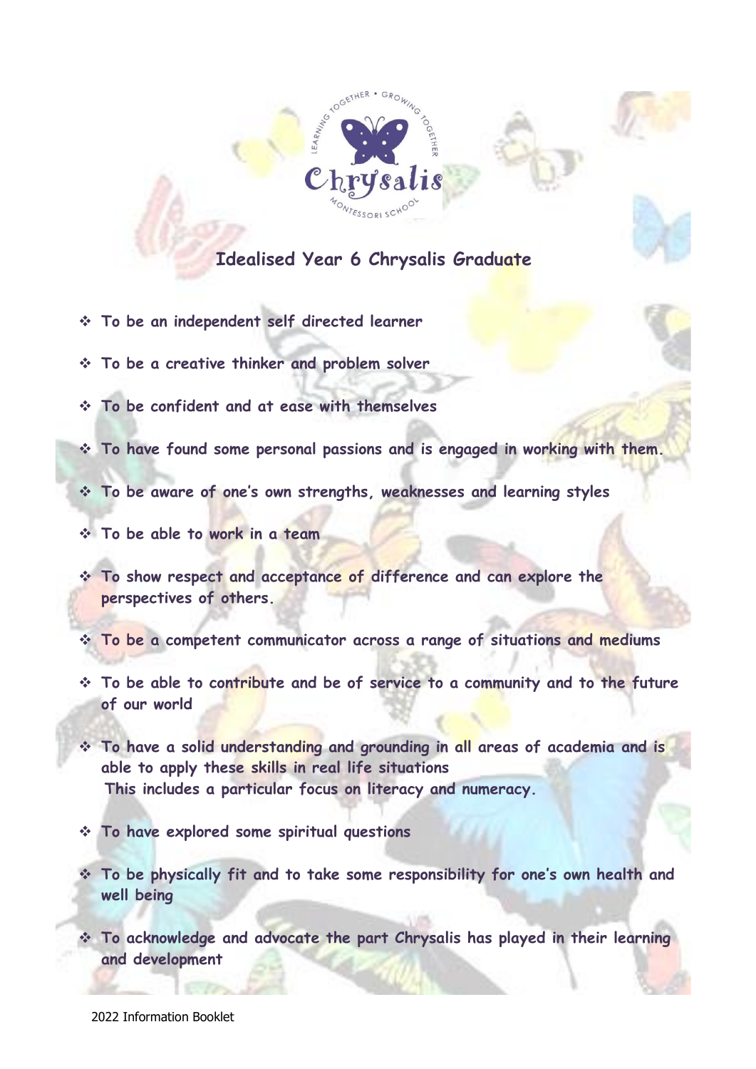# Idealised Year 6 Chrysalis Graduate

- To be an independent self directed learner
- To be a creative thinker and problem solver
- To be confident and at ease with themselves
- To have found some personal passions and is engaged in working with them.
- To be aware of one's own strengths, weaknesses and learning styles
- To be able to work in a team
- To show respect and acceptance of difference and can explore the perspectives of others.
- To be a competent communicator across a range of situations and mediums
- To be able to contribute and be of service to a community and to the future of our world
- To have a solid understanding and grounding in all areas of academia and is able to apply these skills in real life situations
  This includes a particular focus on literacy and numeracy.
- To have explored some spiritual questions
- To be physically fit and to take some responsibility for one's own health and well being
- To acknowledge and advocate the part Chrysalis has played in their learning and development